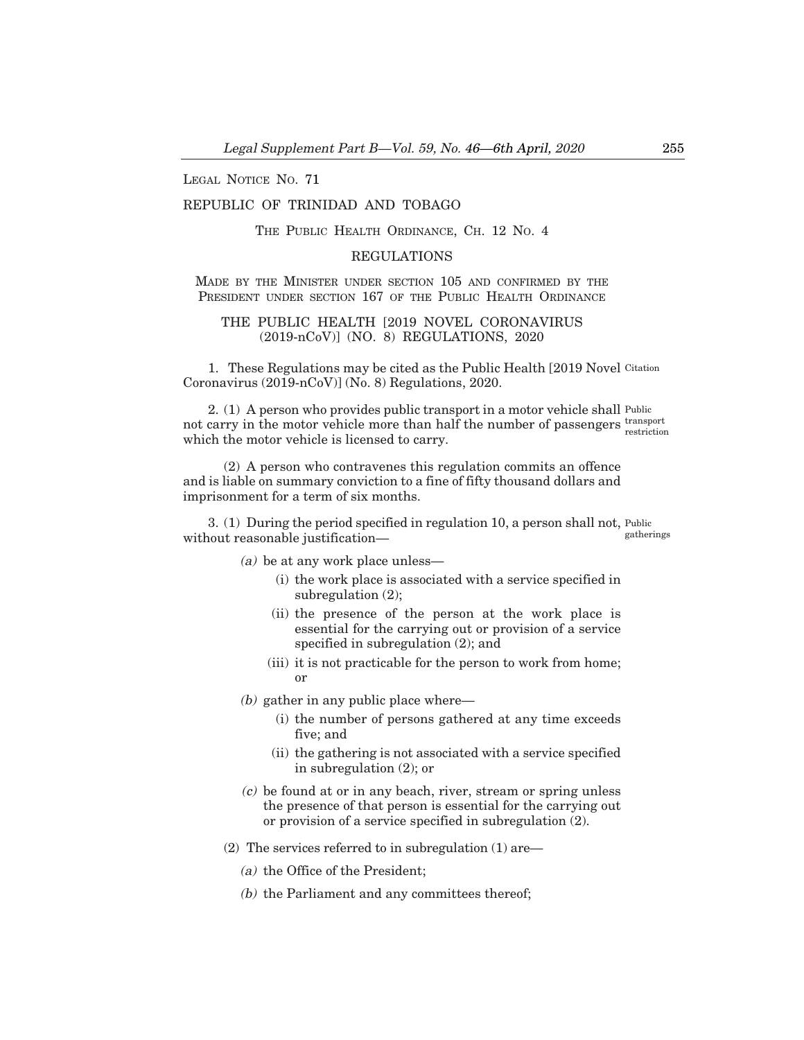LEGAL NOTICE NO. 71

REPUBLIC OF TRINIDAD AND TOBAGO

THE PUBLIC HEALTH ORDINANCE, CH. 12 NO. 4

REGULATIONS

MADE BY THE MINISTER UNDER SECTION 105 AND CONFIRMED BY THE PRESIDENT UNDER SECTION 167 OF THE PUBLIC HEALTH ORDINANCE

# THE PUBLIC HEALTH [2019 NOVEL CORONAVIRUS (2019-nCoV)] (NO. 8) REGULATIONS, 2020

Citation

1. These Regulations may be cited as the Public Health [2019 Novel Coronavirus (2019-nCoV)] (No. 8) Regulations, 2020.

Public transport restriction

2. (1) A person who provides public transport in a motor vehicle shall not carry in the motor vehicle more than half the number of passengers which the motor vehicle is licensed to carry.

(2) A person who contravenes this regulation commits an offence and is liable on summary conviction to a fine of fifty thousand dollars and imprisonment for a term of six months.

Public gatherings

3. (1) During the period specified in regulation 10, a person shall not, without reasonable justification—

*(a)* be at any work place unless—

(i) the work place is associated with a service specified in subregulation (2);

(ii) the presence of the person at the work place is essential for the carrying out or provision of a service specified in subregulation (2); and

(iii) it is not practicable for the person to work from home; or

*(b)* gather in any public place where—

(i) the number of persons gathered at any time exceeds five; and

(ii) the gathering is not associated with a service specified in subregulation (2); or

*(c)* be found at or in any beach, river, stream or spring unless the presence of that person is essential for the carrying out or provision of a service specified in subregulation (2).

(2) The services referred to in subregulation (1) are—

*(a)* the Office of the President;

*(b)* the Parliament and any committees thereof;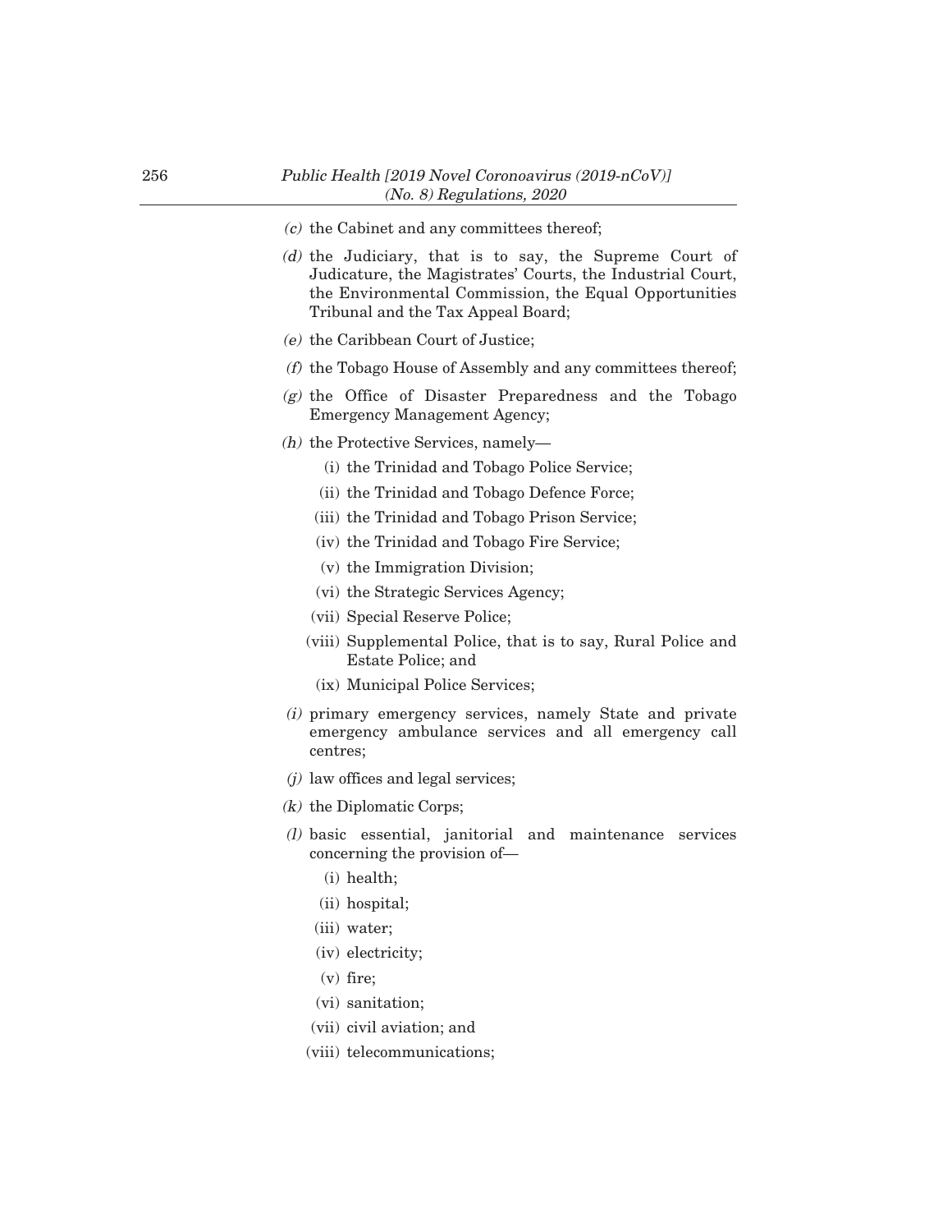(*c*) the Cabinet and any committees thereof;

(*d*) the Judiciary, that is to say, the Supreme Court of Judicature, the Magistrates' Courts, the Industrial Court, the Environmental Commission, the Equal Opportunities Tribunal and the Tax Appeal Board;

(*e*) the Caribbean Court of Justice;

(*f*) the Tobago House of Assembly and any committees thereof;

(*g*) the Office of Disaster Preparedness and the Tobago Emergency Management Agency;

(*h*) the Protective Services, namely—

- (i) the Trinidad and Tobago Police Service;
- (ii) the Trinidad and Tobago Defence Force;
- (iii) the Trinidad and Tobago Prison Service;
- (iv) the Trinidad and Tobago Fire Service;
- (v) the Immigration Division;
- (vi) the Strategic Services Agency;
- (vii) Special Reserve Police;
- (viii) Supplemental Police, that is to say, Rural Police and Estate Police; and
- (ix) Municipal Police Services;

(*i*) primary emergency services, namely State and private emergency ambulance services and all emergency call centres;

(*j*) law offices and legal services;

(*k*) the Diplomatic Corps;

(*l*) basic essential, janitorial and maintenance services concerning the provision of—

- (i) health;
- (ii) hospital;
- (iii) water;
- (iv) electricity;
- (v) fire;
- (vi) sanitation;
- (vii) civil aviation; and
- (viii) telecommunications;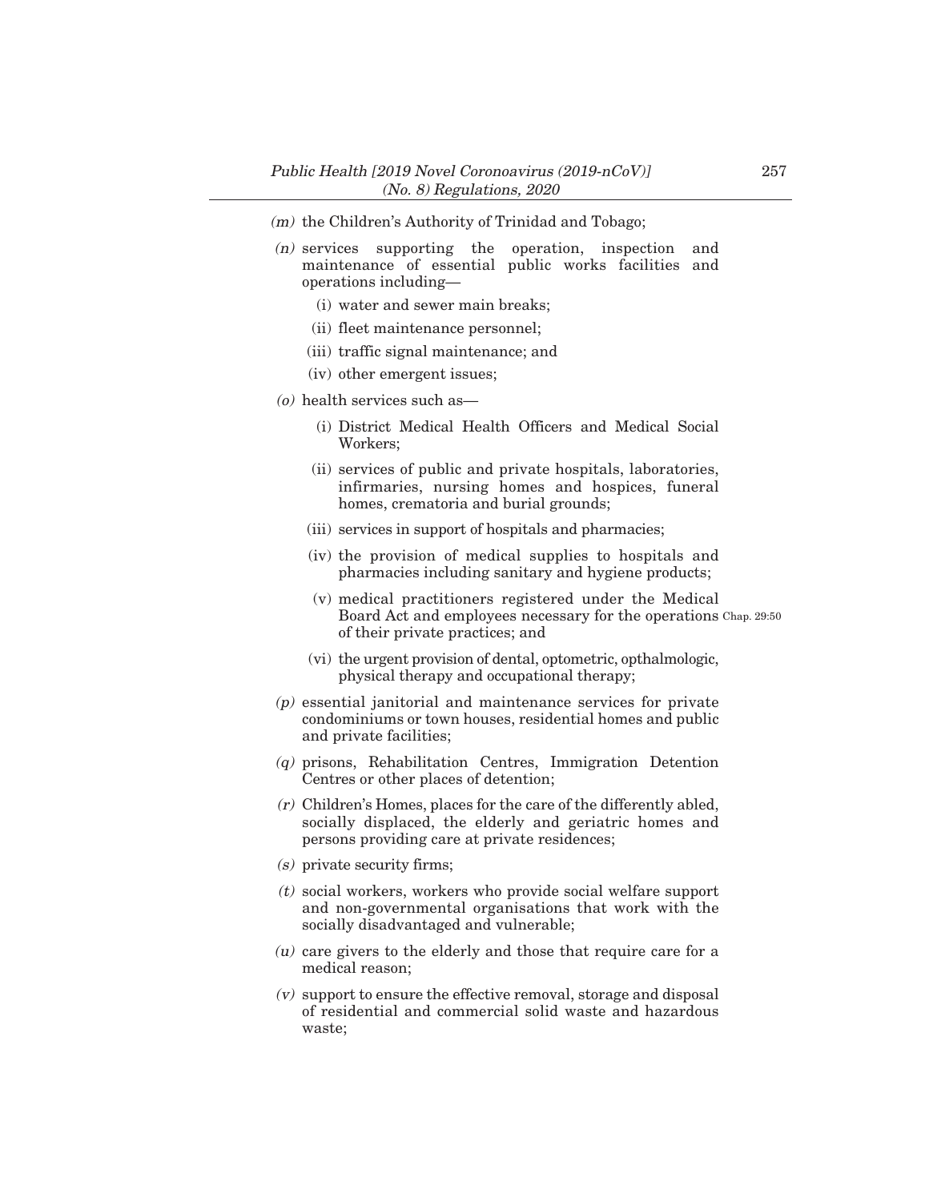*(m)* the Children's Authority of Trinidad and Tobago;

*(n)* services supporting the operation, inspection and maintenance of essential public works facilities and operations including—

(i) water and sewer main breaks;

(ii) fleet maintenance personnel;

(iii) traffic signal maintenance; and

(iv) other emergent issues;

*(o)* health services such as—

(i) District Medical Health Officers and Medical Social Workers;

(ii) services of public and private hospitals, laboratories, infirmaries, nursing homes and hospices, funeral homes, crematoria and burial grounds;

(iii) services in support of hospitals and pharmacies;

(iv) the provision of medical supplies to hospitals and pharmacies including sanitary and hygiene products;

(v) medical practitioners registered under the Medical Board Act and employees necessary for the operations of their private practices; and

Chap. 29:50

(vi) the urgent provision of dental, optometric, opthalmologic, physical therapy and occupational therapy;

*(p)* essential janitorial and maintenance services for private condominiums or town houses, residential homes and public and private facilities;

*(q)* prisons, Rehabilitation Centres, Immigration Detention Centres or other places of detention;

*(r)* Children's Homes, places for the care of the differently abled, socially displaced, the elderly and geriatric homes and persons providing care at private residences;

*(s)* private security firms;

*(t)* social workers, workers who provide social welfare support and non-governmental organisations that work with the socially disadvantaged and vulnerable;

*(u)* care givers to the elderly and those that require care for a medical reason;

*(v)* support to ensure the effective removal, storage and disposal of residential and commercial solid waste and hazardous waste;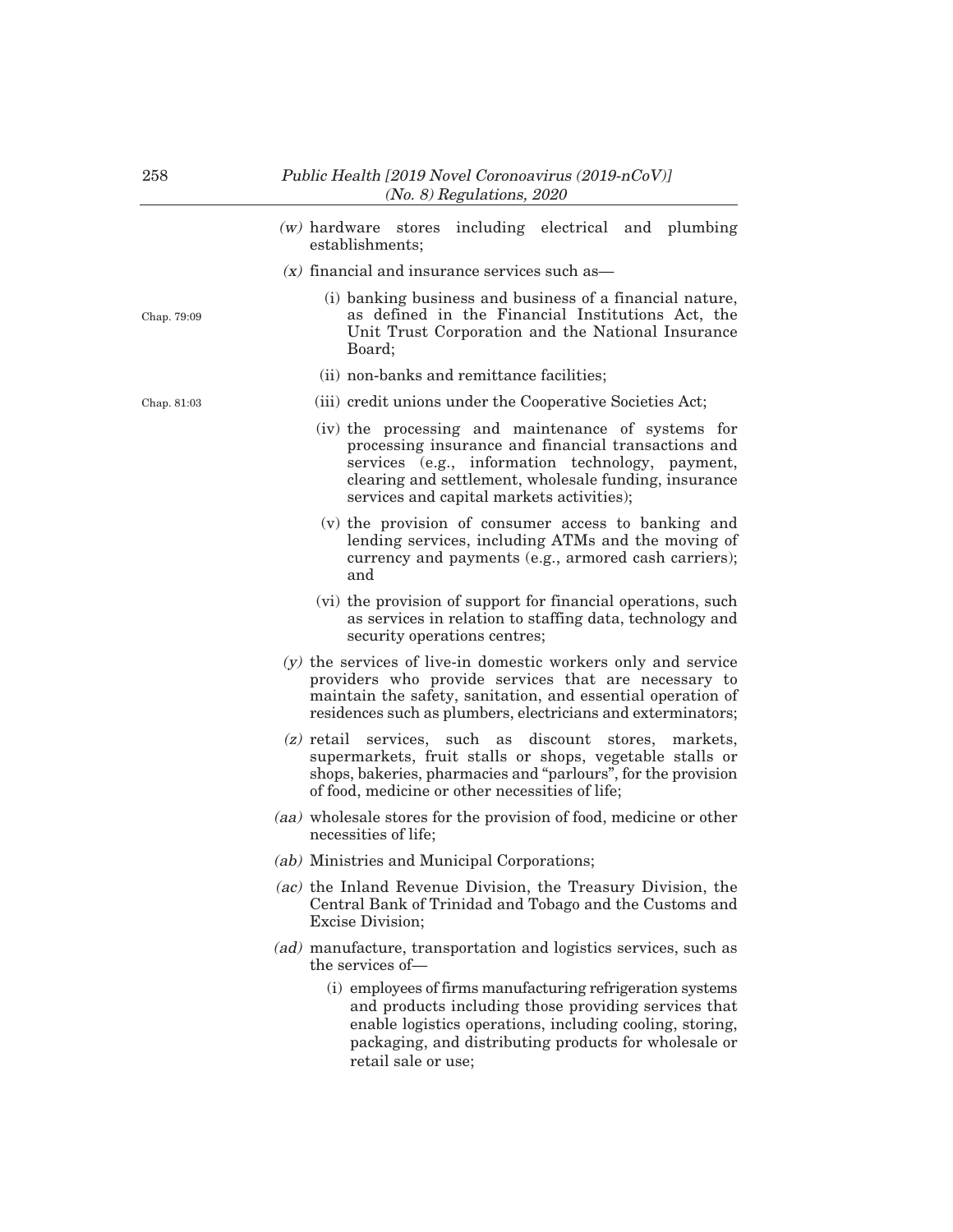*(w)* hardware stores including electrical and plumbing establishments;

*(x)* financial and insurance services such as—

Chap. 79:09

(i) banking business and business of a financial nature, as defined in the Financial Institutions Act, the Unit Trust Corporation and the National Insurance Board;

(ii) non-banks and remittance facilities;

Chap. 81:03

(iii) credit unions under the Cooperative Societies Act;

(iv) the processing and maintenance of systems for processing insurance and financial transactions and services (e.g., information technology, payment, clearing and settlement, wholesale funding, insurance services and capital markets activities);

(v) the provision of consumer access to banking and lending services, including ATMs and the moving of currency and payments (e.g., armored cash carriers); and

(vi) the provision of support for financial operations, such as services in relation to staffing data, technology and security operations centres;

*(y)* the services of live-in domestic workers only and service providers who provide services that are necessary to maintain the safety, sanitation, and essential operation of residences such as plumbers, electricians and exterminators;

*(z)* retail services, such as discount stores, markets, supermarkets, fruit stalls or shops, vegetable stalls or shops, bakeries, pharmacies and "parlours", for the provision of food, medicine or other necessities of life;

*(aa)* wholesale stores for the provision of food, medicine or other necessities of life;

*(ab)* Ministries and Municipal Corporations;

*(ac)* the Inland Revenue Division, the Treasury Division, the Central Bank of Trinidad and Tobago and the Customs and Excise Division;

*(ad)* manufacture, transportation and logistics services, such as the services of—

(i) employees of firms manufacturing refrigeration systems and products including those providing services that enable logistics operations, including cooling, storing, packaging, and distributing products for wholesale or retail sale or use;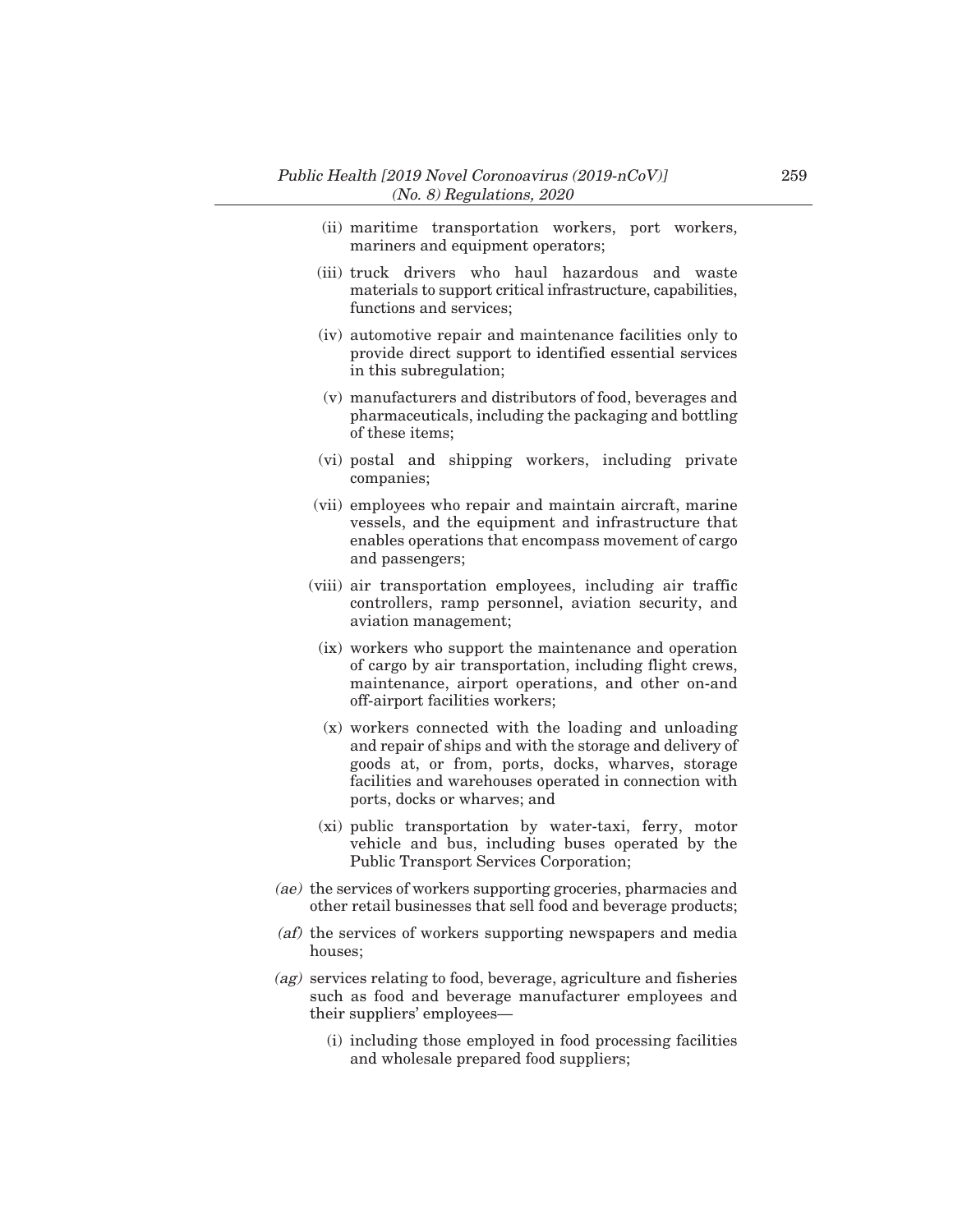(ii) maritime transportation workers, port workers, mariners and equipment operators;

(iii) truck drivers who haul hazardous and waste materials to support critical infrastructure, capabilities, functions and services;

(iv) automotive repair and maintenance facilities only to provide direct support to identified essential services in this subregulation;

(v) manufacturers and distributors of food, beverages and pharmaceuticals, including the packaging and bottling of these items;

(vi) postal and shipping workers, including private companies;

(vii) employees who repair and maintain aircraft, marine vessels, and the equipment and infrastructure that enables operations that encompass movement of cargo and passengers;

(viii) air transportation employees, including air traffic controllers, ramp personnel, aviation security, and aviation management;

(ix) workers who support the maintenance and operation of cargo by air transportation, including flight crews, maintenance, airport operations, and other on-and off-airport facilities workers;

(x) workers connected with the loading and unloading and repair of ships and with the storage and delivery of goods at, or from, ports, docks, wharves, storage facilities and warehouses operated in connection with ports, docks or wharves; and

(xi) public transportation by water-taxi, ferry, motor vehicle and bus, including buses operated by the Public Transport Services Corporation;

*(ae)* the services of workers supporting groceries, pharmacies and other retail businesses that sell food and beverage products;

*(af)* the services of workers supporting newspapers and media houses;

*(ag)* services relating to food, beverage, agriculture and fisheries such as food and beverage manufacturer employees and their suppliers' employees—

(i) including those employed in food processing facilities and wholesale prepared food suppliers;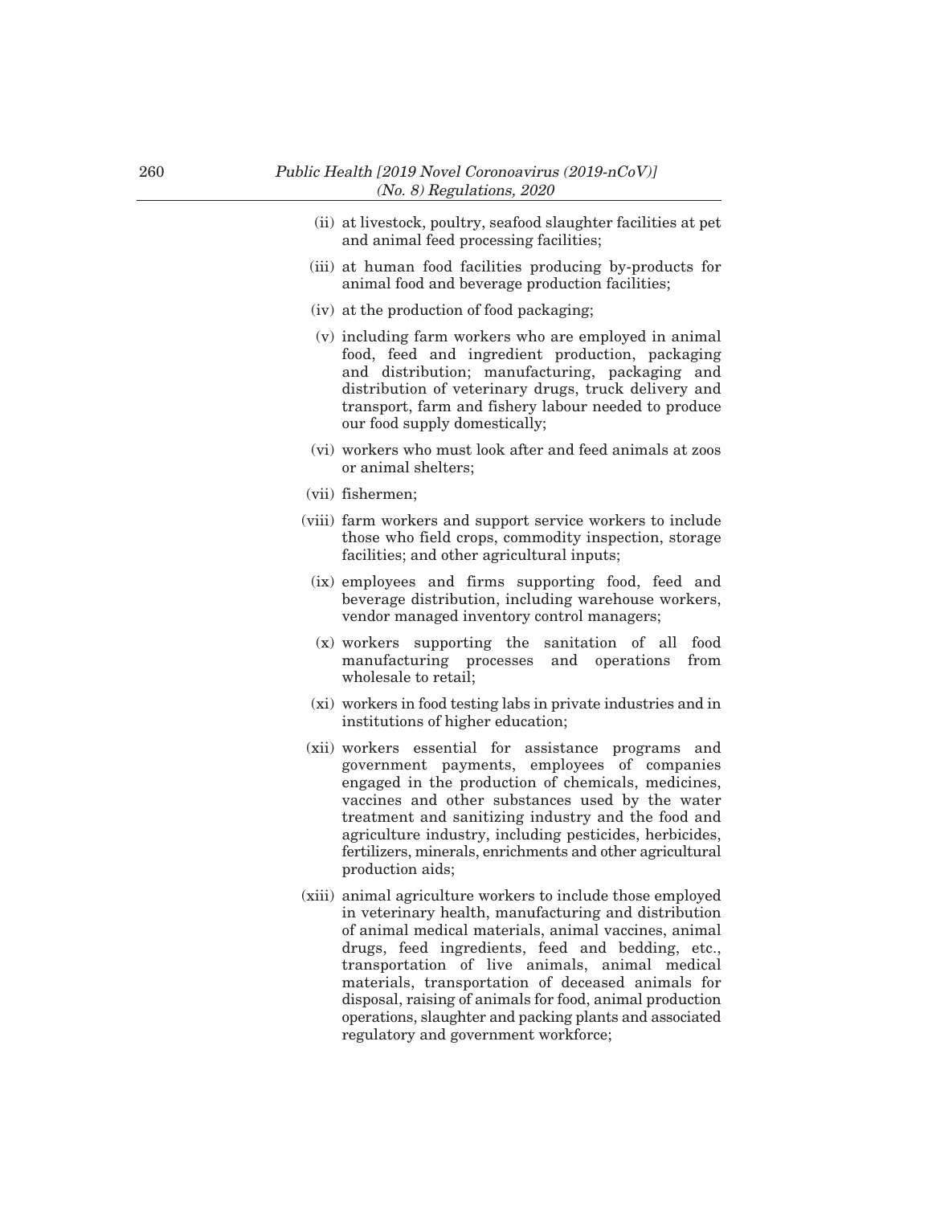(ii) at livestock, poultry, seafood slaughter facilities at pet and animal feed processing facilities;

(iii) at human food facilities producing by-products for animal food and beverage production facilities;

(iv) at the production of food packaging;

(v) including farm workers who are employed in animal food, feed and ingredient production, packaging and distribution; manufacturing, packaging and distribution of veterinary drugs, truck delivery and transport, farm and fishery labour needed to produce our food supply domestically;

(vi) workers who must look after and feed animals at zoos or animal shelters;

(vii) fishermen;

(viii) farm workers and support service workers to include those who field crops, commodity inspection, storage facilities; and other agricultural inputs;

(ix) employees and firms supporting food, feed and beverage distribution, including warehouse workers, vendor managed inventory control managers;

(x) workers supporting the sanitation of all food manufacturing processes and operations from wholesale to retail;

(xi) workers in food testing labs in private industries and in institutions of higher education;

(xii) workers essential for assistance programs and government payments, employees of companies engaged in the production of chemicals, medicines, vaccines and other substances used by the water treatment and sanitizing industry and the food and agriculture industry, including pesticides, herbicides, fertilizers, minerals, enrichments and other agricultural production aids;

(xiii) animal agriculture workers to include those employed in veterinary health, manufacturing and distribution of animal medical materials, animal vaccines, animal drugs, feed ingredients, feed and bedding, etc., transportation of live animals, animal medical materials, transportation of deceased animals for disposal, raising of animals for food, animal production operations, slaughter and packing plants and associated regulatory and government workforce;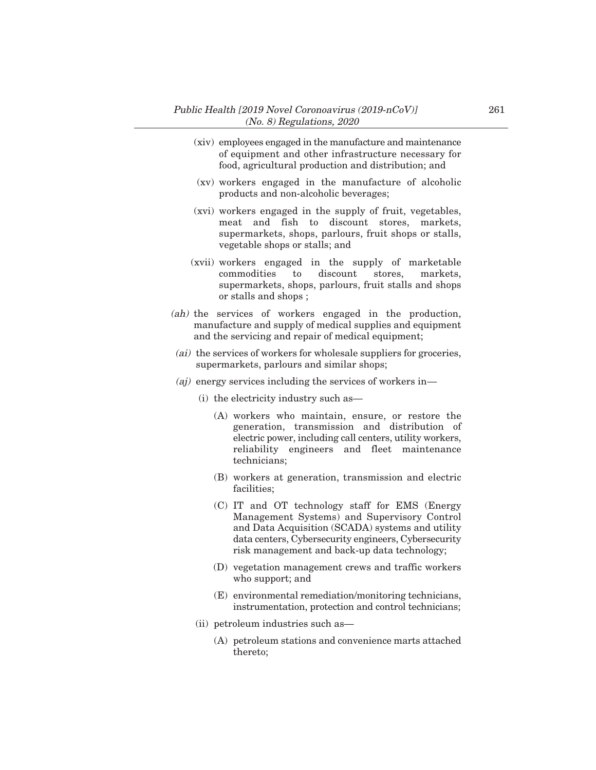(xiv) employees engaged in the manufacture and maintenance of equipment and other infrastructure necessary for food, agricultural production and distribution; and

(xv) workers engaged in the manufacture of alcoholic products and non-alcoholic beverages;

(xvi) workers engaged in the supply of fruit, vegetables, meat and fish to discount stores, markets, supermarkets, shops, parlours, fruit shops or stalls, vegetable shops or stalls; and

(xvii) workers engaged in the supply of marketable commodities to discount stores, markets, supermarkets, shops, parlours, fruit stalls and shops or stalls and shops ;

*(ah)* the services of workers engaged in the production, manufacture and supply of medical supplies and equipment and the servicing and repair of medical equipment;

*(ai)* the services of workers for wholesale suppliers for groceries, supermarkets, parlours and similar shops;

*(aj)* energy services including the services of workers in—

(i) the electricity industry such as—

(A) workers who maintain, ensure, or restore the generation, transmission and distribution of electric power, including call centers, utility workers, reliability engineers and fleet maintenance technicians;

(B) workers at generation, transmission and electric facilities;

(C) IT and OT technology staff for EMS (Energy Management Systems) and Supervisory Control and Data Acquisition (SCADA) systems and utility data centers, Cybersecurity engineers, Cybersecurity risk management and back-up data technology;

(D) vegetation management crews and traffic workers who support; and

(E) environmental remediation/monitoring technicians, instrumentation, protection and control technicians;

(ii) petroleum industries such as—

(A) petroleum stations and convenience marts attached thereto;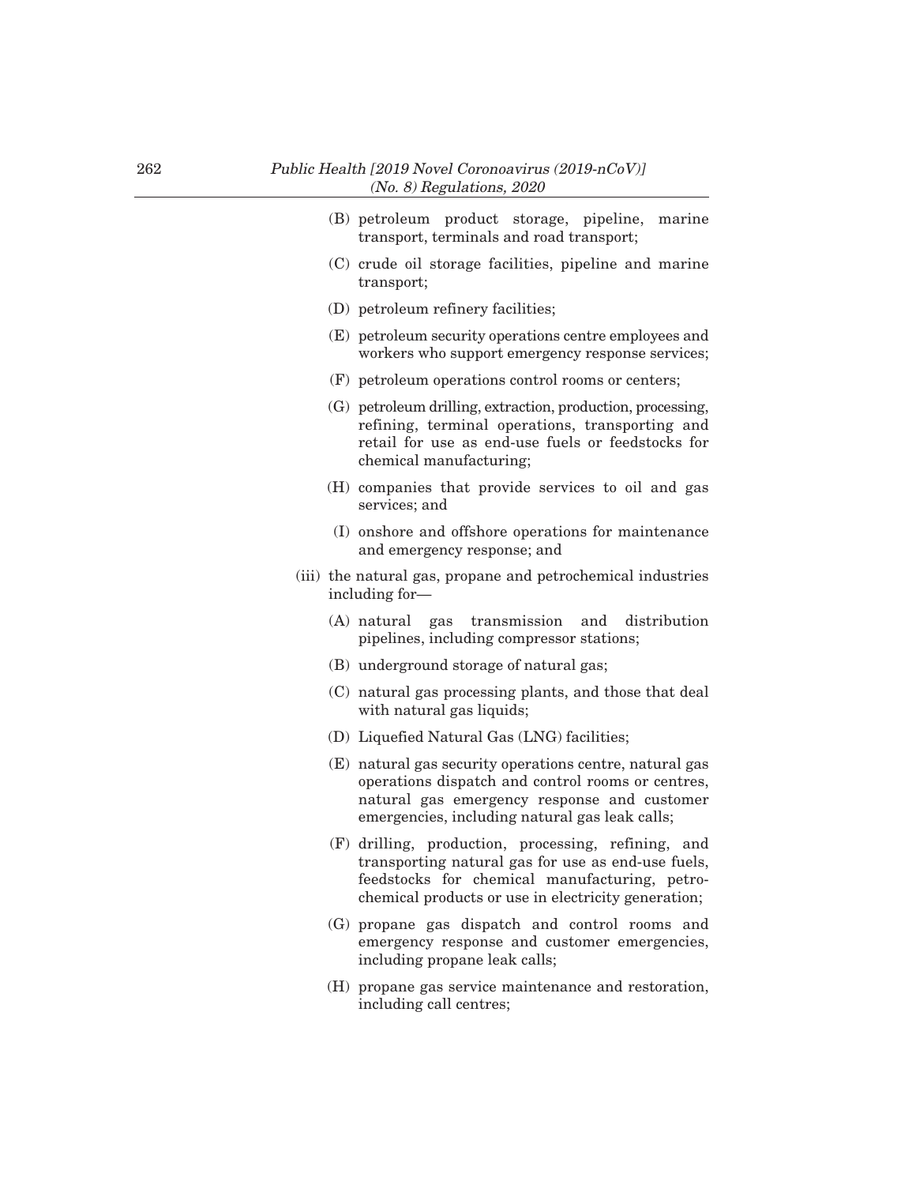- (B) petroleum product storage, pipeline, marine transport, terminals and road transport;
- (C) crude oil storage facilities, pipeline and marine transport;
- (D) petroleum refinery facilities;
- (E) petroleum security operations centre employees and workers who support emergency response services;
- (F) petroleum operations control rooms or centers;
- (G) petroleum drilling, extraction, production, processing, refining, terminal operations, transporting and retail for use as end-use fuels or feedstocks for chemical manufacturing;
- (H) companies that provide services to oil and gas services; and
- (I) onshore and offshore operations for maintenance and emergency response; and

(iii) the natural gas, propane and petrochemical industries including for—

- (A) natural gas transmission and distribution pipelines, including compressor stations;
- (B) underground storage of natural gas;
- (C) natural gas processing plants, and those that deal with natural gas liquids;
- (D) Liquefied Natural Gas (LNG) facilities;
- (E) natural gas security operations centre, natural gas operations dispatch and control rooms or centres, natural gas emergency response and customer emergencies, including natural gas leak calls;
- (F) drilling, production, processing, refining, and transporting natural gas for use as end-use fuels, feedstocks for chemical manufacturing, petro-chemical products or use in electricity generation;
- (G) propane gas dispatch and control rooms and emergency response and customer emergencies, including propane leak calls;
- (H) propane gas service maintenance and restoration, including call centres;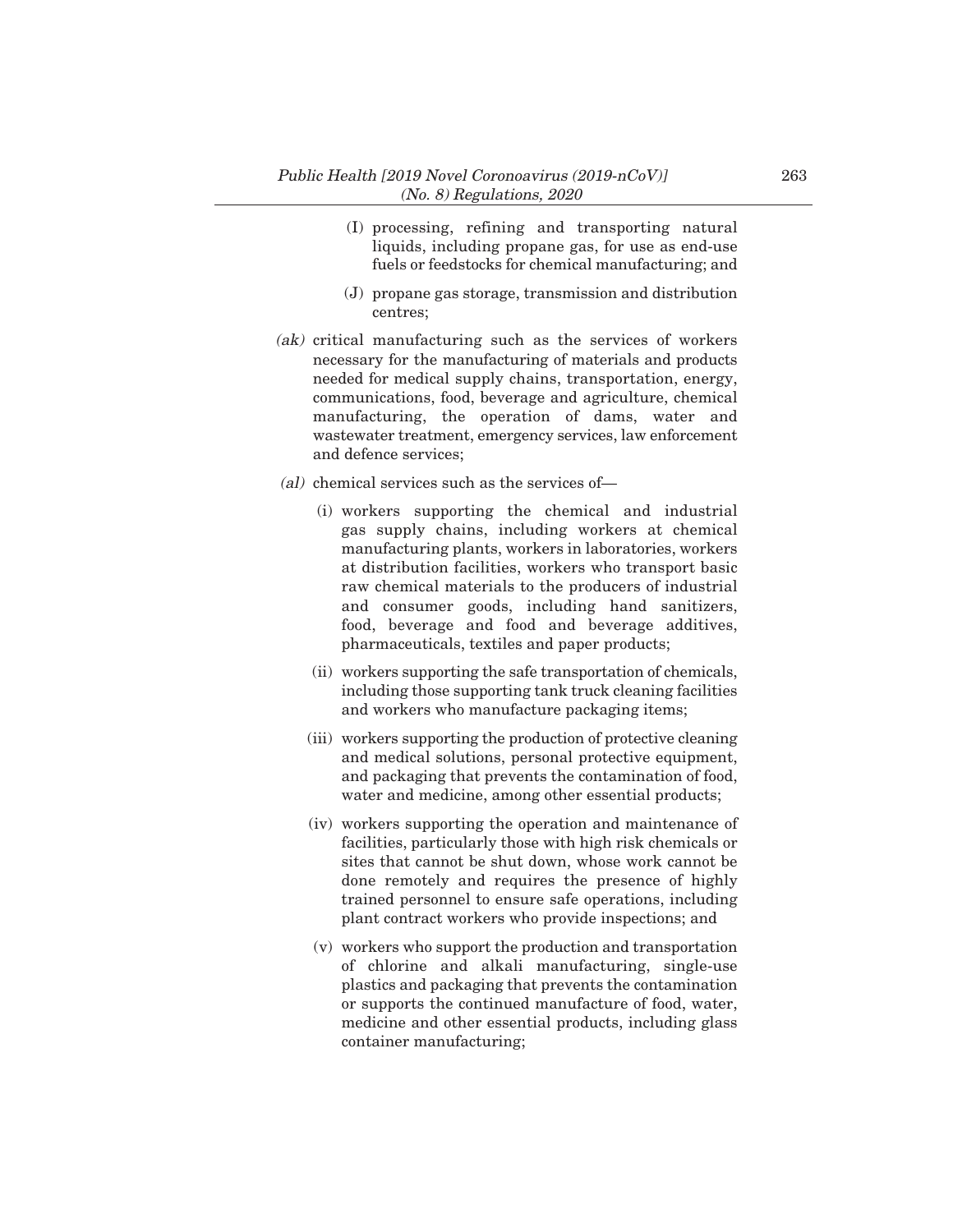(I) processing, refining and transporting natural liquids, including propane gas, for use as end-use fuels or feedstocks for chemical manufacturing; and

(J) propane gas storage, transmission and distribution centres;

*(ak)* critical manufacturing such as the services of workers necessary for the manufacturing of materials and products needed for medical supply chains, transportation, energy, communications, food, beverage and agriculture, chemical manufacturing, the operation of dams, water and wastewater treatment, emergency services, law enforcement and defence services;

*(al)* chemical services such as the services of—

(i) workers supporting the chemical and industrial gas supply chains, including workers at chemical manufacturing plants, workers in laboratories, workers at distribution facilities, workers who transport basic raw chemical materials to the producers of industrial and consumer goods, including hand sanitizers, food, beverage and food and beverage additives, pharmaceuticals, textiles and paper products;

(ii) workers supporting the safe transportation of chemicals, including those supporting tank truck cleaning facilities and workers who manufacture packaging items;

(iii) workers supporting the production of protective cleaning and medical solutions, personal protective equipment, and packaging that prevents the contamination of food, water and medicine, among other essential products;

(iv) workers supporting the operation and maintenance of facilities, particularly those with high risk chemicals or sites that cannot be shut down, whose work cannot be done remotely and requires the presence of highly trained personnel to ensure safe operations, including plant contract workers who provide inspections; and

(v) workers who support the production and transportation of chlorine and alkali manufacturing, single-use plastics and packaging that prevents the contamination or supports the continued manufacture of food, water, medicine and other essential products, including glass container manufacturing;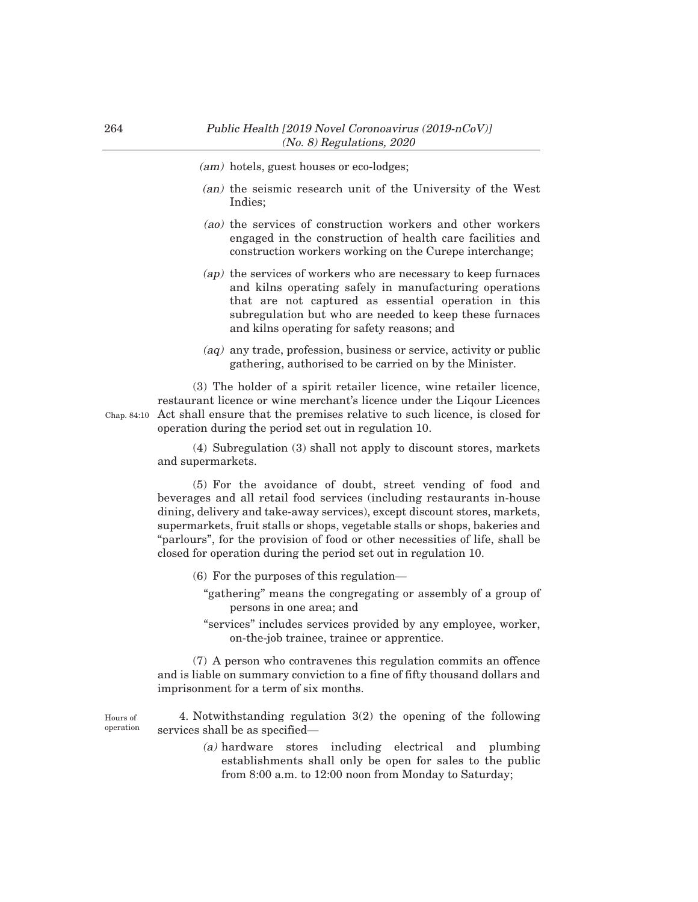*(am)* hotels, guest houses or eco-lodges;

*(an)* the seismic research unit of the University of the West Indies;

*(ao)* the services of construction workers and other workers engaged in the construction of health care facilities and construction workers working on the Curepe interchange;

*(ap)* the services of workers who are necessary to keep furnaces and kilns operating safely in manufacturing operations that are not captured as essential operation in this subregulation but who are needed to keep these furnaces and kilns operating for safety reasons; and

*(aq)* any trade, profession, business or service, activity or public gathering, authorised to be carried on by the Minister.

(3) The holder of a spirit retailer licence, wine retailer licence, restaurant licence or wine merchant's licence under the Liqour Licences Act shall ensure that the premises relative to such licence, is closed for operation during the period set out in regulation 10.

Chap. 84:10

(4) Subregulation (3) shall not apply to discount stores, markets and supermarkets.

(5) For the avoidance of doubt, street vending of food and beverages and all retail food services (including restaurants in-house dining, delivery and take-away services), except discount stores, markets, supermarkets, fruit stalls or shops, vegetable stalls or shops, bakeries and "parlours", for the provision of food or other necessities of life, shall be closed for operation during the period set out in regulation 10.

(6) For the purposes of this regulation—

"gathering" means the congregating or assembly of a group of persons in one area; and

"services" includes services provided by any employee, worker, on-the-job trainee, trainee or apprentice.

(7) A person who contravenes this regulation commits an offence and is liable on summary conviction to a fine of fifty thousand dollars and imprisonment for a term of six months.

Hours of operation

4. Notwithstanding regulation 3(2) the opening of the following services shall be as specified—

*(a)* hardware stores including electrical and plumbing establishments shall only be open for sales to the public from 8:00 a.m. to 12:00 noon from Monday to Saturday;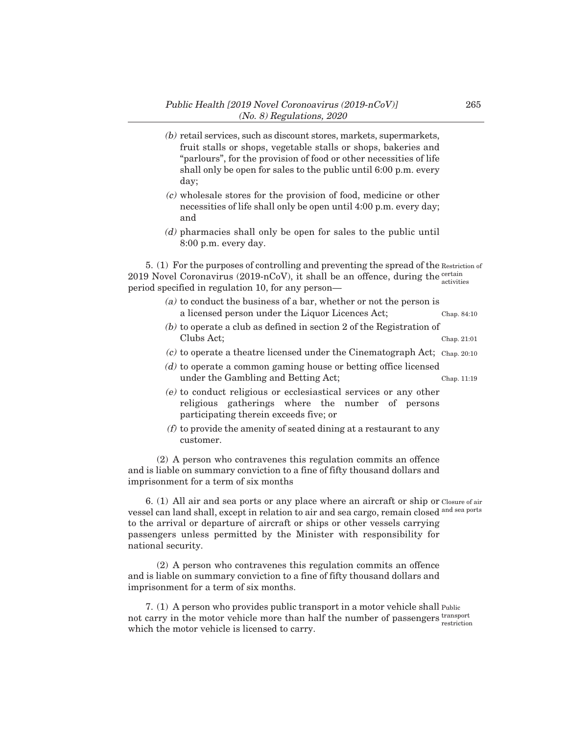*(b)* retail services, such as discount stores, markets, supermarkets, fruit stalls or shops, vegetable stalls or shops, bakeries and "parlours", for the provision of food or other necessities of life shall only be open for sales to the public until 6:00 p.m. every day;

*(c)* wholesale stores for the provision of food, medicine or other necessities of life shall only be open until 4:00 p.m. every day; and

*(d)* pharmacies shall only be open for sales to the public until 8:00 p.m. every day.

Restriction of certain activities

5. (1) For the purposes of controlling and preventing the spread of the 2019 Novel Coronavirus (2019-nCoV), it shall be an offence, during the period specified in regulation 10, for any person—

*(a)* to conduct the business of a bar, whether or not the person is a licensed person under the Liquor Licences Act; Chap. 84:10

*(b)* to operate a club as defined in section 2 of the Registration of Clubs Act; Chap. 21:01

*(c)* to operate a theatre licensed under the Cinematograph Act; Chap. 20:10

*(d)* to operate a common gaming house or betting office licensed under the Gambling and Betting Act; Chap. 11:19

*(e)* to conduct religious or ecclesiastical services or any other religious gatherings where the number of persons participating therein exceeds five; or

*(f)* to provide the amenity of seated dining at a restaurant to any customer.

(2) A person who contravenes this regulation commits an offence and is liable on summary conviction to a fine of fifty thousand dollars and imprisonment for a term of six months

Closure of air and sea ports

6. (1) All air and sea ports or any place where an aircraft or ship or vessel can land shall, except in relation to air and sea cargo, remain closed to the arrival or departure of aircraft or ships or other vessels carrying passengers unless permitted by the Minister with responsibility for national security.

(2) A person who contravenes this regulation commits an offence and is liable on summary conviction to a fine of fifty thousand dollars and imprisonment for a term of six months.

Public transport restriction

7. (1) A person who provides public transport in a motor vehicle shall not carry in the motor vehicle more than half the number of passengers which the motor vehicle is licensed to carry.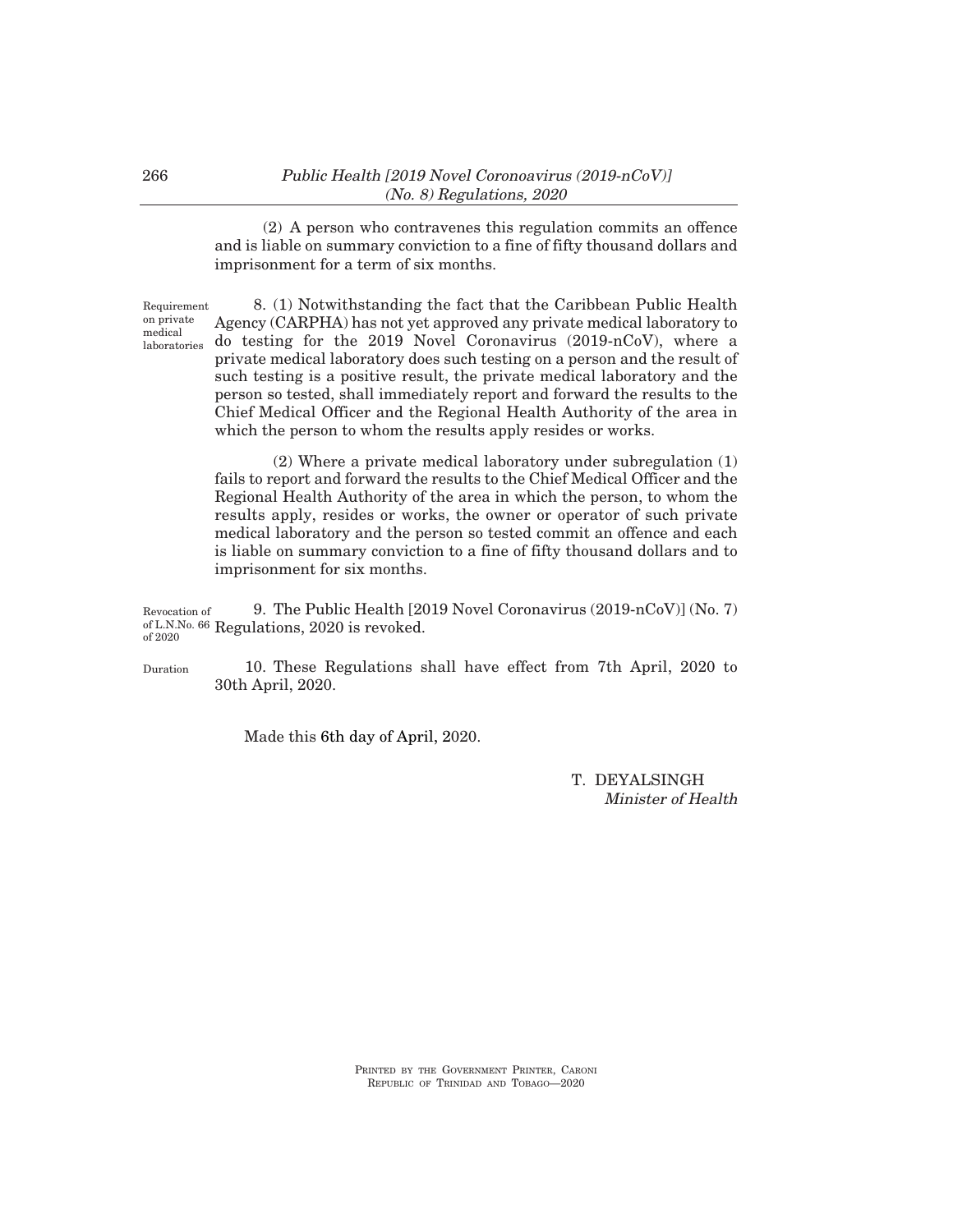(2) A person who contravenes this regulation commits an offence and is liable on summary conviction to a fine of fifty thousand dollars and imprisonment for a term of six months.

Requirement on private medical laboratories

8. (1) Notwithstanding the fact that the Caribbean Public Health Agency (CARPHA) has not yet approved any private medical laboratory to do testing for the 2019 Novel Coronavirus (2019-nCoV), where a private medical laboratory does such testing on a person and the result of such testing is a positive result, the private medical laboratory and the person so tested, shall immediately report and forward the results to the Chief Medical Officer and the Regional Health Authority of the area in which the person to whom the results apply resides or works.

(2) Where a private medical laboratory under subregulation (1) fails to report and forward the results to the Chief Medical Officer and the Regional Health Authority of the area in which the person, to whom the results apply, resides or works, the owner or operator of such private medical laboratory and the person so tested commit an offence and each is liable on summary conviction to a fine of fifty thousand dollars and to imprisonment for six months.

Revocation of of L.N.No. 66 of 2020

9. The Public Health [2019 Novel Coronavirus (2019-nCoV)] (No. 7) Regulations, 2020 is revoked.

Duration

10. These Regulations shall have effect from 7th April, 2020 to 30th April, 2020.

Made this 6th day of April, 2020.

T. DEYALSINGH
*Minister of Health*

Printed by the Government Printer, Caroni
Republic of Trinidad and Tobago—2020